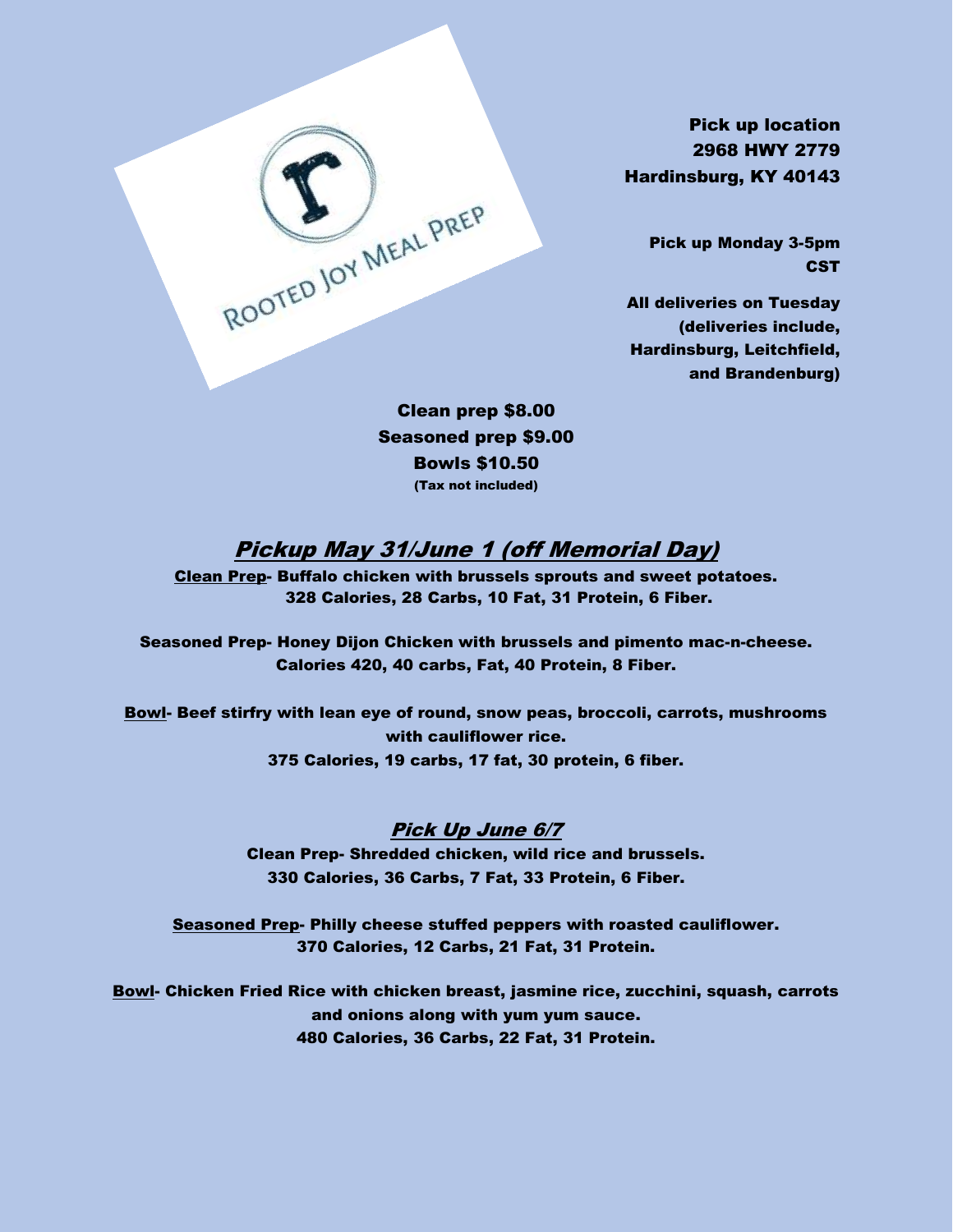ROOTED JOY MEAL PREP

**Pick up location**
**2968 HWY 2779**
**Hardinsburg, KY 40143**

**Pick up Monday 3-5pm CST**

**All deliveries on Tuesday (deliveries include, Hardinsburg, Leitchfield, and Brandenburg)**

**Clean prep $8.00**
**Seasoned prep $9.00**
**Bowls $10.50**
**(Tax not included)**

## ***Pickup May 31/June 1 (off Memorial Day)***

**Clean Prep- Buffalo chicken with brussels sprouts and sweet potatoes.**
**328 Calories, 28 Carbs, 10 Fat, 31 Protein, 6 Fiber.**

**Seasoned Prep- Honey Dijon Chicken with brussels and pimento mac-n-cheese.**
**Calories 420, 40 carbs, Fat, 40 Protein, 8 Fiber.**

**Bowl- Beef stirfry with lean eye of round, snow peas, broccoli, carrots, mushrooms with cauliflower rice.**
**375 Calories, 19 carbs, 17 fat, 30 protein, 6 fiber.**

### ***Pick Up June 6/7***

**Clean Prep- Shredded chicken, wild rice and brussels.**
**330 Calories, 36 Carbs, 7 Fat, 33 Protein, 6 Fiber.**

**Seasoned Prep- Philly cheese stuffed peppers with roasted cauliflower.**
**370 Calories, 12 Carbs, 21 Fat, 31 Protein.**

**Bowl- Chicken Fried Rice with chicken breast, jasmine rice, zucchini, squash, carrots and onions along with yum yum sauce.**
**480 Calories, 36 Carbs, 22 Fat, 31 Protein.**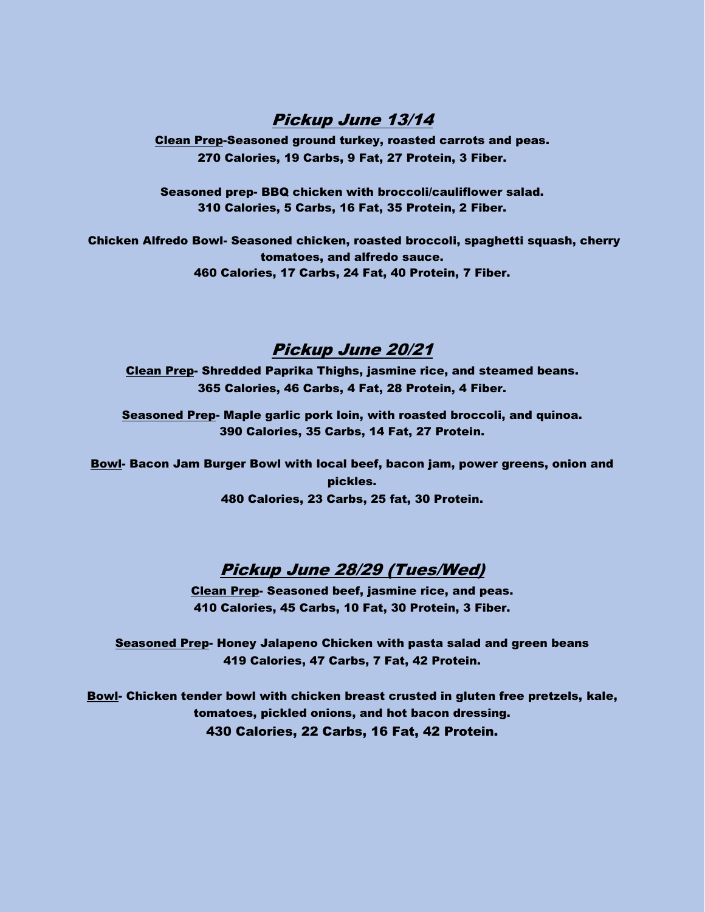## ***Pickup June 13/14***

**Clean Prep-Seasoned ground turkey, roasted carrots and peas.**
**270 Calories, 19 Carbs, 9 Fat, 27 Protein, 3 Fiber.**

**Seasoned prep- BBQ chicken with broccoli/cauliflower salad.**
**310 Calories, 5 Carbs, 16 Fat, 35 Protein, 2 Fiber.**

**Chicken Alfredo Bowl- Seasoned chicken, roasted broccoli, spaghetti squash, cherry tomatoes, and alfredo sauce.**
**460 Calories, 17 Carbs, 24 Fat, 40 Protein, 7 Fiber.**

## ***Pickup June 20/21***

**Clean Prep- Shredded Paprika Thighs, jasmine rice, and steamed beans.**
**365 Calories, 46 Carbs, 4 Fat, 28 Protein, 4 Fiber.**

**Seasoned Prep- Maple garlic pork loin, with roasted broccoli, and quinoa.**
**390 Calories, 35 Carbs, 14 Fat, 27 Protein.**

**Bowl- Bacon Jam Burger Bowl with local beef, bacon jam, power greens, onion and pickles.**
**480 Calories, 23 Carbs, 25 fat, 30 Protein.**

## ***Pickup June 28/29 (Tues/Wed)***

**Clean Prep- Seasoned beef, jasmine rice, and peas.**
**410 Calories, 45 Carbs, 10 Fat, 30 Protein, 3 Fiber.**

**Seasoned Prep- Honey Jalapeno Chicken with pasta salad and green beans**
**419 Calories, 47 Carbs, 7 Fat, 42 Protein.**

**Bowl- Chicken tender bowl with chicken breast crusted in gluten free pretzels, kale, tomatoes, pickled onions, and hot bacon dressing.**
**430 Calories, 22 Carbs, 16 Fat, 42 Protein.**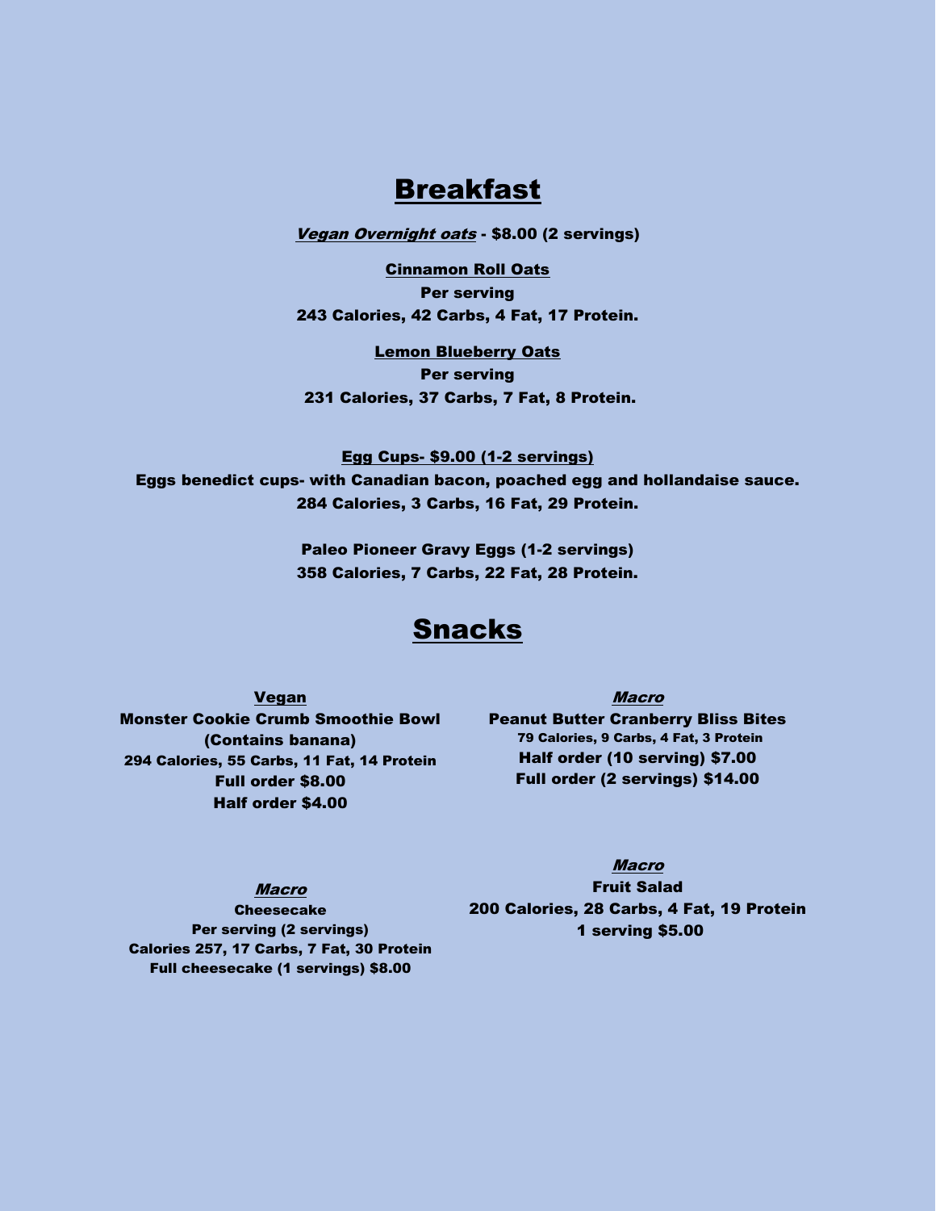# Breakfast

***Vegan Overnight oats*** **- $8.00 (2 servings)**

**Cinnamon Roll Oats**

**Per serving**

**243 Calories, 42 Carbs, 4 Fat, 17 Protein.**

**Lemon Blueberry Oats**

**Per serving**

**231 Calories, 37 Carbs, 7 Fat, 8 Protein.**

**Egg Cups- $9.00 (1-2 servings)**

**Eggs benedict cups- with Canadian bacon, poached egg and hollandaise sauce.**

**284 Calories, 3 Carbs, 16 Fat, 29 Protein.**

**Paleo Pioneer Gravy Eggs (1-2 servings)**

**358 Calories, 7 Carbs, 22 Fat, 28 Protein.**

# Snacks

**Vegan**

**Monster Cookie Crumb Smoothie Bowl (Contains banana)**

**294 Calories, 55 Carbs, 11 Fat, 14 Protein**

**Full order $8.00**

**Half order $4.00**

***Macro***

**Peanut Butter Cranberry Bliss Bites**

**79 Calories, 9 Carbs, 4 Fat, 3 Protein**

**Half order (10 serving) $7.00**

**Full order (2 servings) $14.00**

***Macro***

**Cheesecake**

**Per serving (2 servings)**

**Calories 257, 17 Carbs, 7 Fat, 30 Protein**

**Full cheesecake (1 servings) $8.00**

***Macro***

**Fruit Salad**

**200 Calories, 28 Carbs, 4 Fat, 19 Protein**

**1 serving $5.00**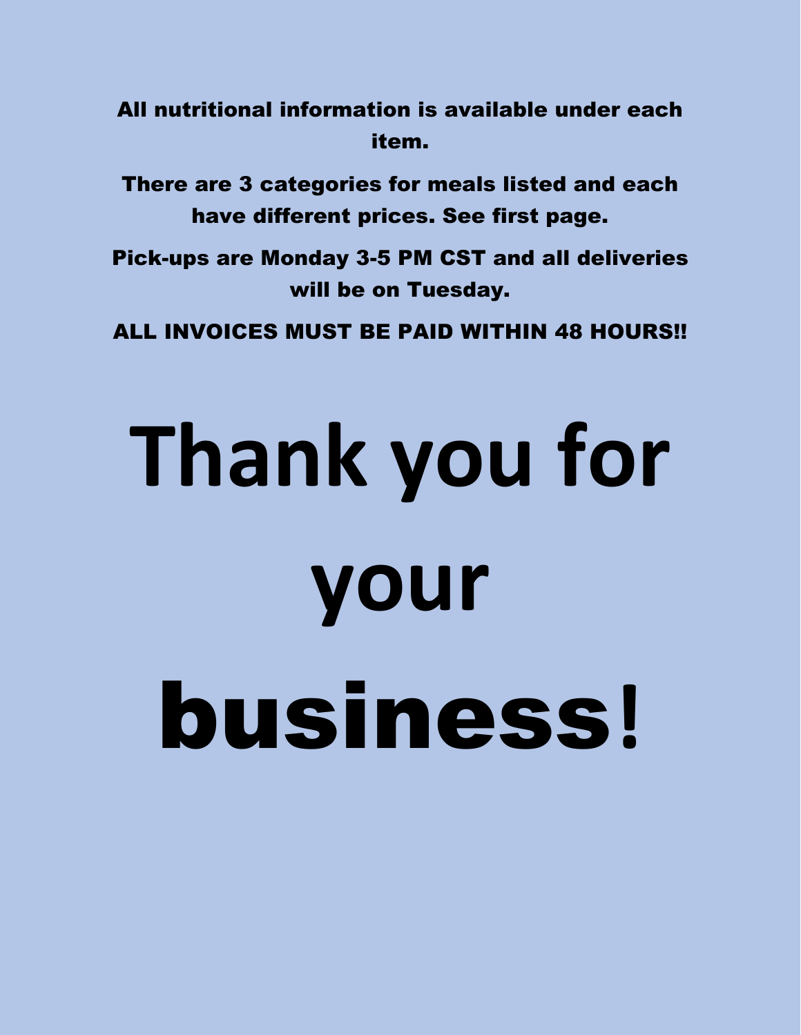**All nutritional information is available under each item.**

**There are 3 categories for meals listed and each have different prices. See first page.**

**Pick-ups are Monday 3-5 PM CST and all deliveries will be on Tuesday.**

**ALL INVOICES MUST BE PAID WITHIN 48 HOURS!!**

# Thank you for your business!